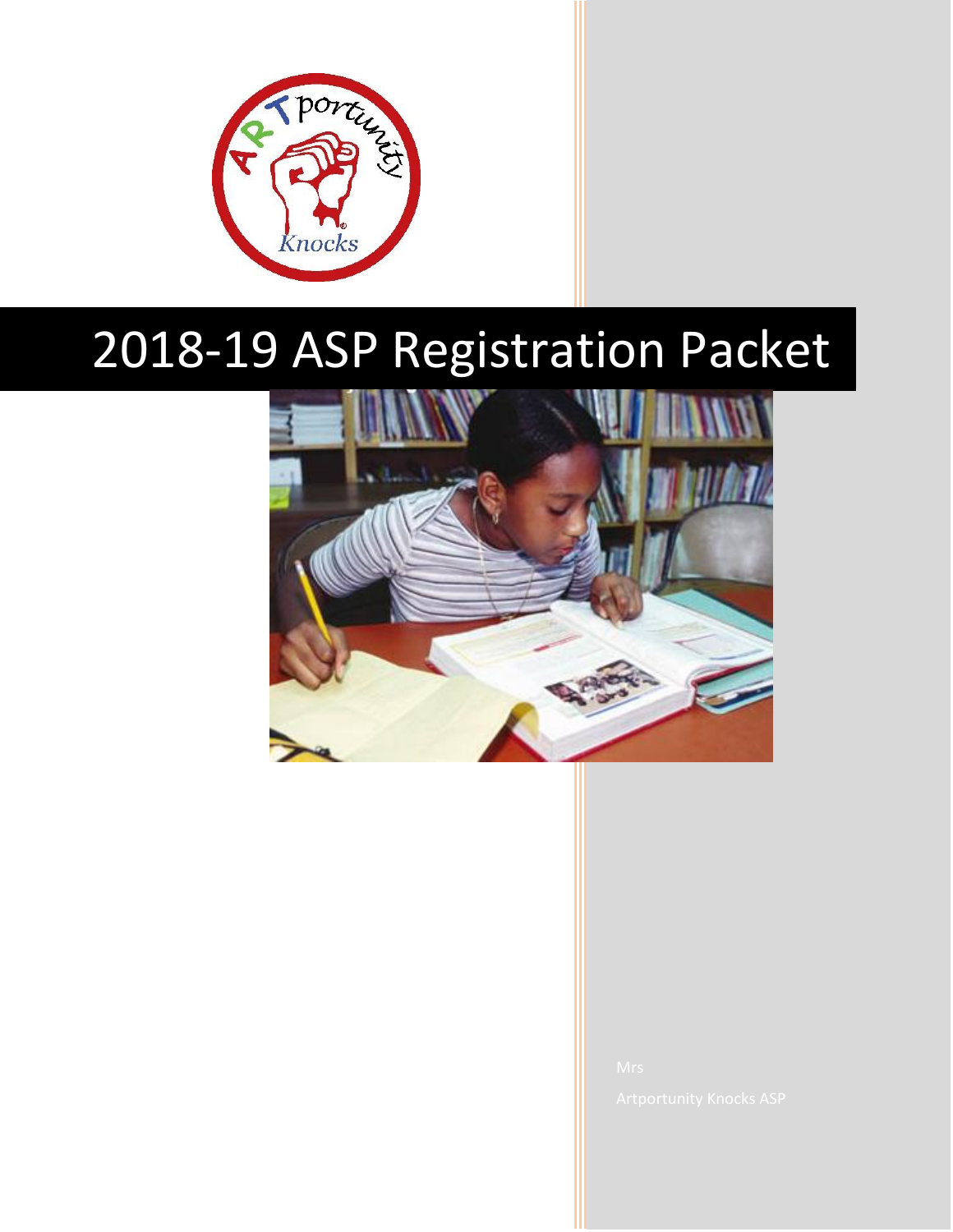# 2018-19 ASP Registration Packet

Mrs

Artportunity Knocks ASP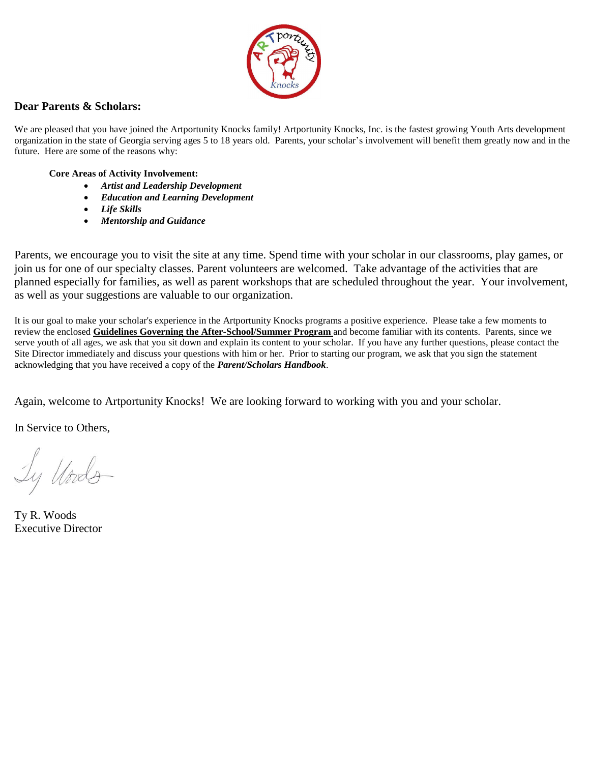**Dear Parents & Scholars:**

We are pleased that you have joined the Artportunity Knocks family! Artportunity Knocks, Inc. is the fastest growing Youth Arts development organization in the state of Georgia serving ages 5 to 18 years old. Parents, your scholar's involvement will benefit them greatly now and in the future. Here are some of the reasons why:

**Core Areas of Activity Involvement:**

- ***Artist and Leadership Development***
- ***Education and Learning Development***
- ***Life Skills***
- ***Mentorship and Guidance***

Parents, we encourage you to visit the site at any time. Spend time with your scholar in our classrooms, play games, or join us for one of our specialty classes. Parent volunteers are welcomed. Take advantage of the activities that are planned especially for families, as well as parent workshops that are scheduled throughout the year. Your involvement, as well as your suggestions are valuable to our organization.

It is our goal to make your scholar's experience in the Artportunity Knocks programs a positive experience. Please take a few moments to review the enclosed **Guidelines Governing the After-School/Summer Program** and become familiar with its contents. Parents, since we serve youth of all ages, we ask that you sit down and explain its content to your scholar. If you have any further questions, please contact the Site Director immediately and discuss your questions with him or her. Prior to starting our program, we ask that you sign the statement acknowledging that you have received a copy of the ***Parent/Scholars Handbook***.

Again, welcome to Artportunity Knocks! We are looking forward to working with you and your scholar.

In Service to Others,

Ty R. Woods
Executive Director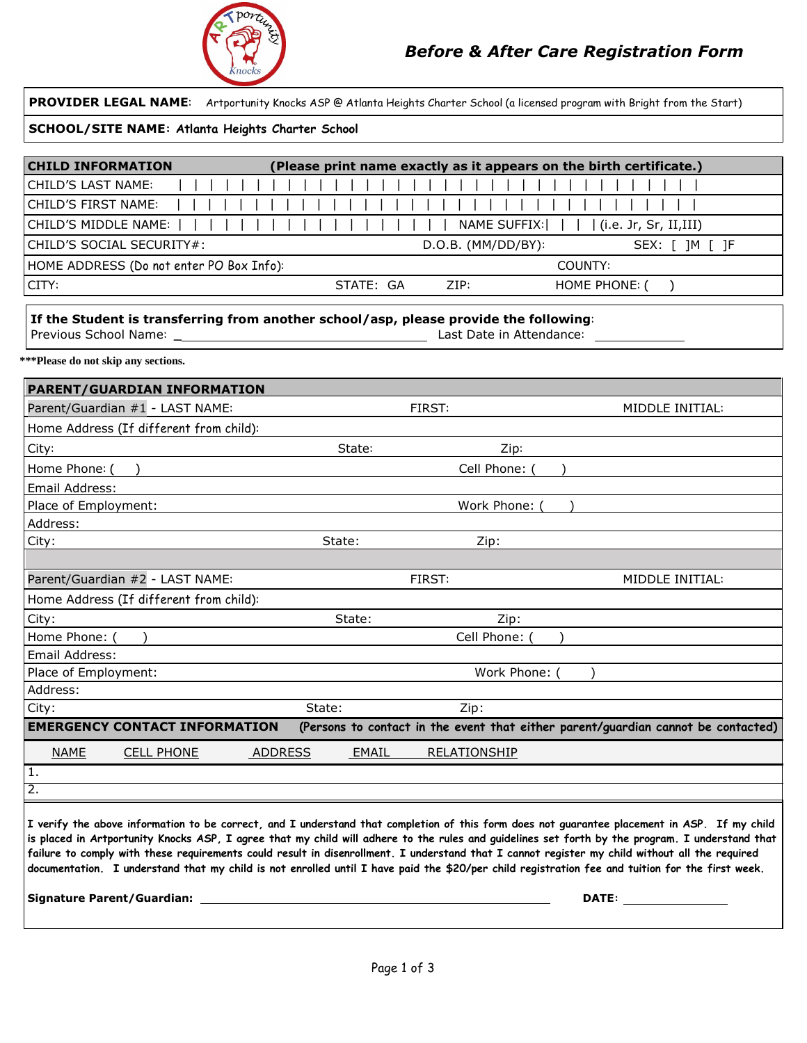# Before & After Care Registration Form

| **PROVIDER LEGAL NAME**: Artportunity Knocks ASP @ Atlanta Heights Charter School (a licensed program with Bright from the Start) |
|---|
| **SCHOOL/SITE NAME: Atlanta Heights Charter School** |

| **CHILD INFORMATION** | **(Please print name exactly as it appears on the birth certificate.)** | |
|---|---|---|
| CHILD'S LAST NAME: | | |
| CHILD'S FIRST NAME: | | |
| CHILD'S MIDDLE NAME: | NAME SUFFIX: | (i.e. Jr, Sr, II,III) |
| CHILD'S SOCIAL SECURITY#: | D.O.B. (MM/DD/BY): | SEX: [ ]M [ ]F |
| HOME ADDRESS (Do not enter PO Box Info): | | COUNTY: |
| CITY: | STATE: GA ZIP: | HOME PHONE: ( ) |

**If the Student is transferring from another school/asp, please provide the following**:
Previous School Name: ______________________ Last Date in Attendance: __________

**\*\*\*Please do not skip any sections.**

| **PARENT/GUARDIAN INFORMATION** | | |
|---|---|---|
| Parent/Guardian #1 - LAST NAME: | FIRST: | MIDDLE INITIAL: |
| Home Address (If different from child): | | |
| City: | State: | Zip: |
| Home Phone: ( ) | Cell Phone: ( ) | |
| Email Address: | | |
| Place of Employment: | Work Phone: ( ) | |
| Address: | | |
| City: | State: | Zip: |
| | | |
| Parent/Guardian #2 - LAST NAME: | FIRST: | MIDDLE INITIAL: |
| Home Address (If different from child): | | |
| City: | State: | Zip: |
| Home Phone: ( ) | Cell Phone: ( ) | |
| Email Address: | | |
| Place of Employment: | Work Phone: ( ) | |
| Address: | | |
| City: | State: | Zip: |

**EMERGENCY CONTACT INFORMATION** (Persons to contact in the event that either parent/guardian cannot be contacted)

| NAME | CELL PHONE | ADDRESS | EMAIL | RELATIONSHIP |
|---|---|---|---|---|
| 1. | | | | |
| 2. | | | | |

**I verify the above information to be correct, and I understand that completion of this form does not guarantee placement in ASP. If my child is placed in Artportunity Knocks ASP, I agree that my child will adhere to the rules and guidelines set forth by the program. I understand that failure to comply with these requirements could result in disenrollment. I understand that I cannot register my child without all the required documentation. I understand that my child is not enrolled until I have paid the $20/per child registration fee and tuition for the first week.**

**Signature Parent/Guardian:** ______________________________________ **DATE:** ______________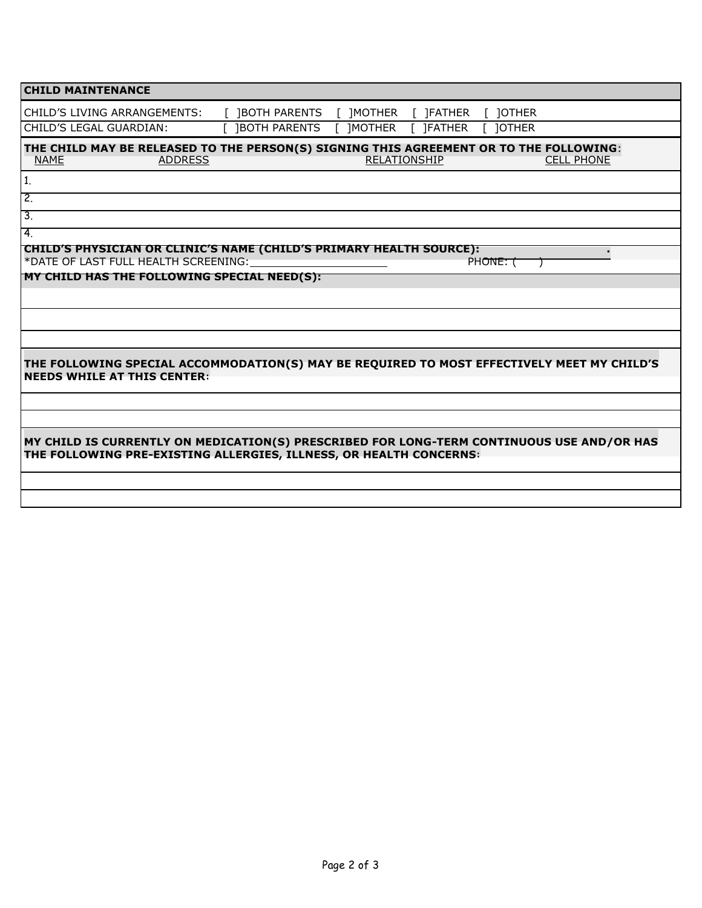## CHILD MAINTENANCE

CHILD'S LIVING ARRANGEMENTS: [ ]BOTH PARENTS [ ]MOTHER [ ]FATHER [ ]OTHER

CHILD'S LEGAL GUARDIAN: [ ]BOTH PARENTS [ ]MOTHER [ ]FATHER [ ]OTHER

**THE CHILD MAY BE RELEASED TO THE PERSON(S) SIGNING THIS AGREEMENT OR TO THE FOLLOWING**:

| NAME | ADDRESS | RELATIONSHIP | CELL PHONE |
| --- | --- | --- | --- |
| 1. | | | |
| 2. | | | |
| 3. | | | |
| 4. | | | |

**CHILD'S PHYSICIAN OR CLINIC'S NAME (CHILD'S PRIMARY HEALTH SOURCE):** ________________ .

*DATE OF LAST FULL HEALTH SCREENING: ____________________ PHONE: ( ) ____________

**MY CHILD HAS THE FOLLOWING SPECIAL NEED(S):**

______________________________________________

______________________________________________

______________________________________________

**THE FOLLOWING SPECIAL ACCOMMODATION(S) MAY BE REQUIRED TO MOST EFFECTIVELY MEET MY CHILD'S NEEDS WHILE AT THIS CENTER**:

______________________________________________

______________________________________________

______________________________________________

**MY CHILD IS CURRENTLY ON MEDICATION(S) PRESCRIBED FOR LONG-TERM CONTINUOUS USE AND/OR HAS THE FOLLOWING PRE-EXISTING ALLERGIES, ILLNESS, OR HEALTH CONCERNS**:

______________________________________________

______________________________________________

______________________________________________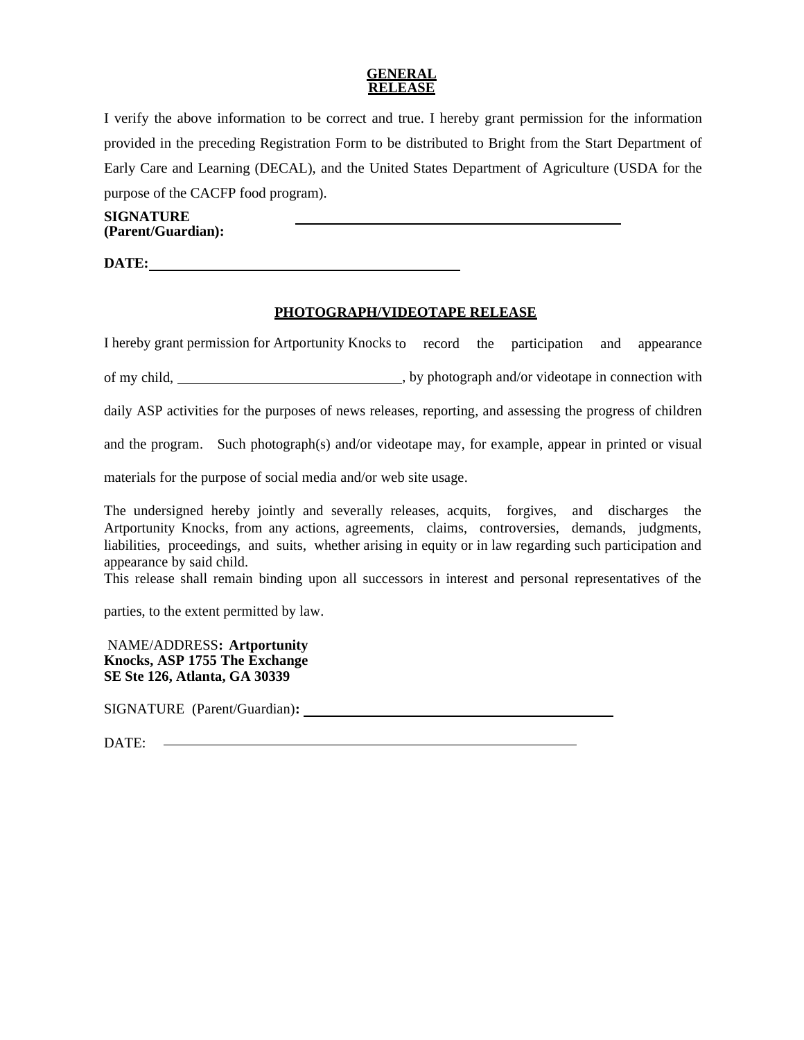**GENERAL RELEASE**

I verify the above information to be correct and true. I hereby grant permission for the information provided in the preceding Registration Form to be distributed to Bright from the Start Department of Early Care and Learning (DECAL), and the United States Department of Agriculture (USDA for the purpose of the CACFP food program).

**SIGNATURE (Parent/Guardian):** ______________________________________________

**DATE:** ____________________________________________

**PHOTOGRAPH/VIDEOTAPE RELEASE**

I hereby grant permission for Artportunity Knocks to record the participation and appearance of my child, ______________________________, by photograph and/or videotape in connection with daily ASP activities for the purposes of news releases, reporting, and assessing the progress of children and the program. Such photograph(s) and/or videotape may, for example, appear in printed or visual materials for the purpose of social media and/or web site usage.

The undersigned hereby jointly and severally releases, acquits, forgives, and discharges the Artportunity Knocks, from any actions, agreements, claims, controversies, demands, judgments, liabilities, proceedings, and suits, whether arising in equity or in law regarding such participation and appearance by said child.

This release shall remain binding upon all successors in interest and personal representatives of the parties, to the extent permitted by law.

NAME/ADDRESS**: Artportunity Knocks, ASP 1755 The Exchange SE Ste 126, Atlanta, GA 30339**

SIGNATURE (Parent/Guardian)**:** ____________________________________________

DATE: ____________________________________________________________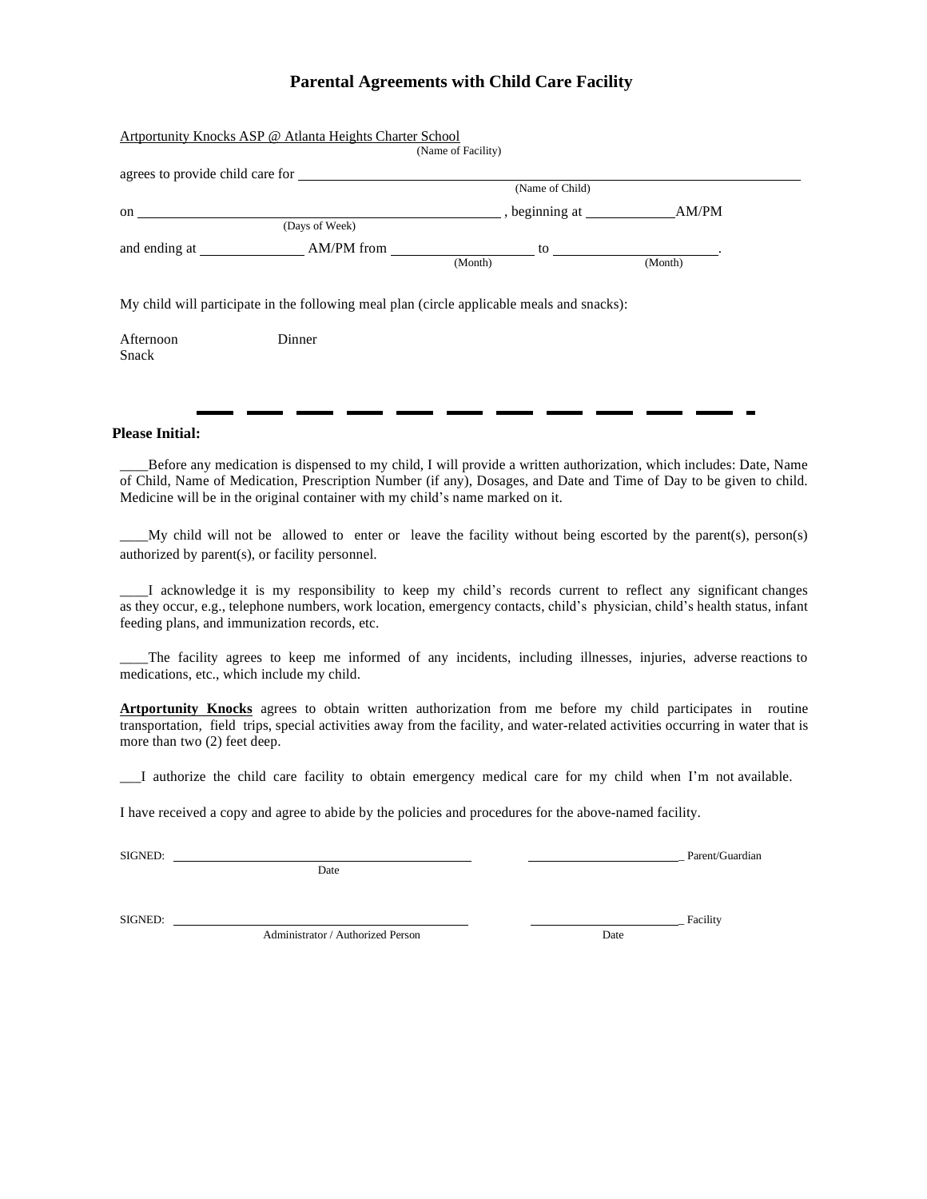# Parental Agreements with Child Care Facility

Artportunity Knocks ASP @ Atlanta Heights Charter School
(Name of Facility)

agrees to provide child care for ______________________________________________
(Name of Child)

on ______________________________________ (Days of Week), beginning at ____________AM/PM

and ending at ______________ AM/PM from __________________ (Month) to ______________________ (Month).

My child will participate in the following meal plan (circle applicable meals and snacks):

Afternoon Snack        Dinner

**Please Initial:**

____Before any medication is dispensed to my child, I will provide a written authorization, which includes: Date, Name of Child, Name of Medication, Prescription Number (if any), Dosages, and Date and Time of Day to be given to child. Medicine will be in the original container with my child's name marked on it.

____My child will not be allowed to enter or leave the facility without being escorted by the parent(s), person(s) authorized by parent(s), or facility personnel.

____I acknowledge it is my responsibility to keep my child's records current to reflect any significant changes as they occur, e.g., telephone numbers, work location, emergency contacts, child's physician, child's health status, infant feeding plans, and immunization records, etc.

____The facility agrees to keep me informed of any incidents, including illnesses, injuries, adverse reactions to medications, etc., which include my child.

**Artportunity Knocks** agrees to obtain written authorization from me before my child participates in routine transportation, field trips, special activities away from the facility, and water-related activities occurring in water that is more than two (2) feet deep.

___I authorize the child care facility to obtain emergency medical care for my child when I'm not available.

I have received a copy and agree to abide by the policies and procedures for the above-named facility.

SIGNED: ______________________________ Date        ______________________ Parent/Guardian

SIGNED: ______________________________ Administrator / Authorized Person        ______________________ Facility Date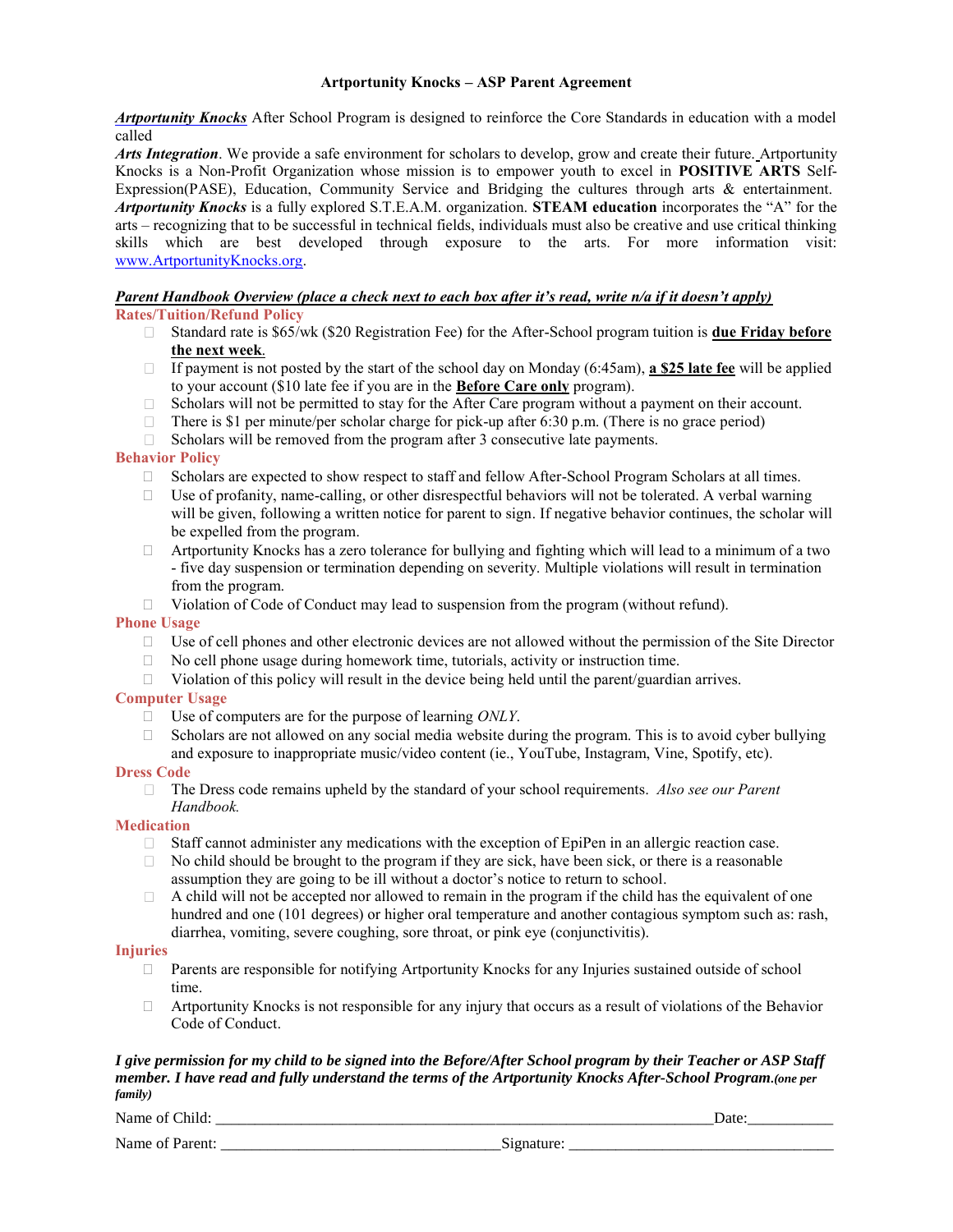**Artportunity Knocks – ASP Parent Agreement**

***Artportunity Knocks*** After School Program is designed to reinforce the Core Standards in education with a model called
***Arts Integration***. We provide a safe environment for scholars to develop, grow and create their future. Artportunity Knocks is a Non-Profit Organization whose mission is to empower youth to excel in **POSITIVE ARTS** Self-Expression(PASE), Education, Community Service and Bridging the cultures through arts & entertainment. ***Artportunity Knocks*** is a fully explored S.T.E.A.M. organization. **STEAM education** incorporates the "A" for the arts – recognizing that to be successful in technical fields, individuals must also be creative and use critical thinking skills which are best developed through exposure to the arts. For more information visit: www.ArtportunityKnocks.org.

***Parent Handbook Overview (place a check next to each box after it's read, write n/a if it doesn't apply)***

**Rates/Tuition/Refund Policy**

- ☐ Standard rate is $65/wk ($20 Registration Fee) for the After-School program tuition is **due Friday before the next week**.
- ☐ If payment is not posted by the start of the school day on Monday (6:45am), **a $25 late fee** will be applied to your account ($10 late fee if you are in the **Before Care only** program).
- ☐ Scholars will not be permitted to stay for the After Care program without a payment on their account.
- ☐ There is $1 per minute/per scholar charge for pick-up after 6:30 p.m. (There is no grace period)
- ☐ Scholars will be removed from the program after 3 consecutive late payments.

**Behavior Policy**

- ☐ Scholars are expected to show respect to staff and fellow After-School Program Scholars at all times.
- ☐ Use of profanity, name-calling, or other disrespectful behaviors will not be tolerated. A verbal warning will be given, following a written notice for parent to sign. If negative behavior continues, the scholar will be expelled from the program.
- ☐ Artportunity Knocks has a zero tolerance for bullying and fighting which will lead to a minimum of a two - five day suspension or termination depending on severity. Multiple violations will result in termination from the program.
- ☐ Violation of Code of Conduct may lead to suspension from the program (without refund).

**Phone Usage**

- ☐ Use of cell phones and other electronic devices are not allowed without the permission of the Site Director
- ☐ No cell phone usage during homework time, tutorials, activity or instruction time.
- ☐ Violation of this policy will result in the device being held until the parent/guardian arrives.

**Computer Usage**

- ☐ Use of computers are for the purpose of learning *ONLY*.
- ☐ Scholars are not allowed on any social media website during the program. This is to avoid cyber bullying and exposure to inappropriate music/video content (ie., YouTube, Instagram, Vine, Spotify, etc).

**Dress Code**

- ☐ The Dress code remains upheld by the standard of your school requirements. *Also see our Parent Handbook.*

**Medication**

- ☐ Staff cannot administer any medications with the exception of EpiPen in an allergic reaction case.
- ☐ No child should be brought to the program if they are sick, have been sick, or there is a reasonable assumption they are going to be ill without a doctor's notice to return to school.
- ☐ A child will not be accepted nor allowed to remain in the program if the child has the equivalent of one hundred and one (101 degrees) or higher oral temperature and another contagious symptom such as: rash, diarrhea, vomiting, severe coughing, sore throat, or pink eye (conjunctivitis).

**Injuries**

- ☐ Parents are responsible for notifying Artportunity Knocks for any Injuries sustained outside of school time.
- ☐ Artportunity Knocks is not responsible for any injury that occurs as a result of violations of the Behavior Code of Conduct.

***I give permission for my child to be signed into the Before/After School program by their Teacher or ASP Staff member. I have read and fully understand the terms of the Artportunity Knocks After-School Program.(one per family)***

Name of Child: ______________________________________________________________Date:___________

Name of Parent: ___________________________________Signature: _________________________________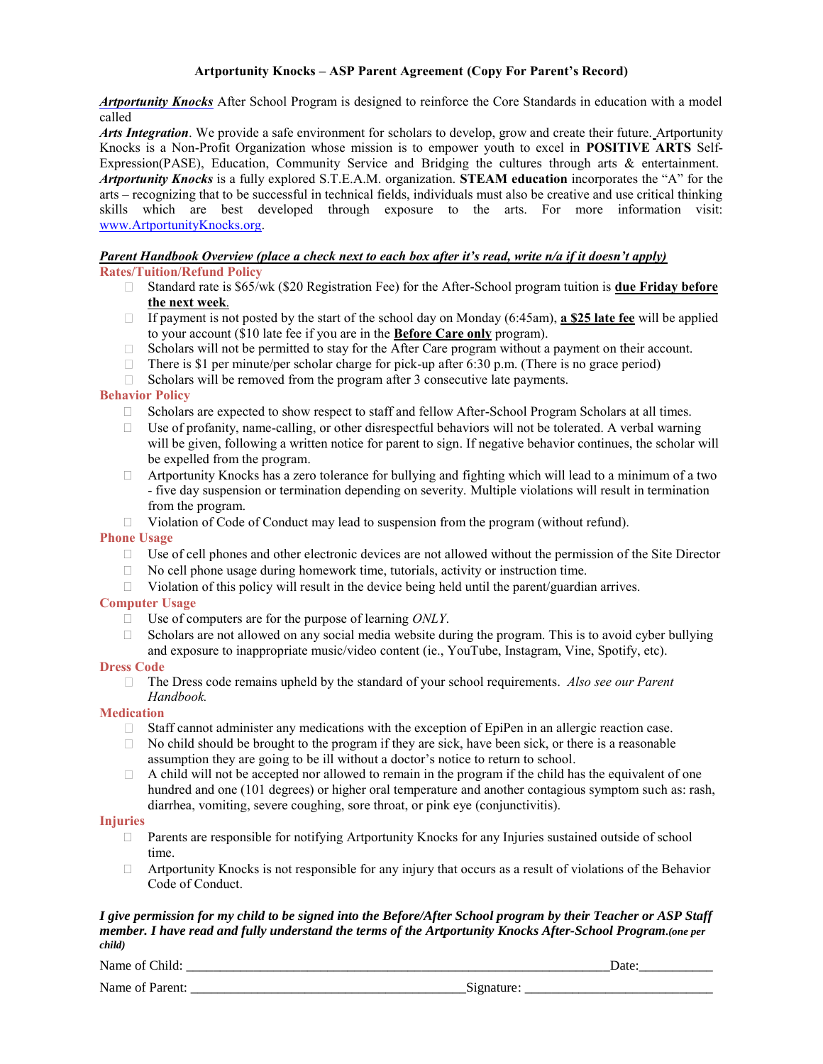**Artportunity Knocks – ASP Parent Agreement (Copy For Parent's Record)**

***Artportunity Knocks*** After School Program is designed to reinforce the Core Standards in education with a model called
***Arts Integration***. We provide a safe environment for scholars to develop, grow and create their future. Artportunity Knocks is a Non-Profit Organization whose mission is to empower youth to excel in **POSITIVE ARTS** Self-Expression(PASE), Education, Community Service and Bridging the cultures through arts & entertainment. ***Artportunity Knocks*** is a fully explored S.T.E.A.M. organization. **STEAM education** incorporates the "A" for the arts – recognizing that to be successful in technical fields, individuals must also be creative and use critical thinking skills which are best developed through exposure to the arts. For more information visit: www.ArtportunityKnocks.org.

***Parent Handbook Overview (place a check next to each box after it's read, write n/a if it doesn't apply)***

**Rates/Tuition/Refund Policy**

- ☐ Standard rate is $65/wk ($20 Registration Fee) for the After-School program tuition is **due Friday before the next week**.
- ☐ If payment is not posted by the start of the school day on Monday (6:45am), **a $25 late fee** will be applied to your account ($10 late fee if you are in the **Before Care only** program).
- ☐ Scholars will not be permitted to stay for the After Care program without a payment on their account.
- ☐ There is $1 per minute/per scholar charge for pick-up after 6:30 p.m. (There is no grace period)
- ☐ Scholars will be removed from the program after 3 consecutive late payments.

**Behavior Policy**

- ☐ Scholars are expected to show respect to staff and fellow After-School Program Scholars at all times.
- ☐ Use of profanity, name-calling, or other disrespectful behaviors will not be tolerated. A verbal warning will be given, following a written notice for parent to sign. If negative behavior continues, the scholar will be expelled from the program.
- ☐ Artportunity Knocks has a zero tolerance for bullying and fighting which will lead to a minimum of a two - five day suspension or termination depending on severity. Multiple violations will result in termination from the program.
- ☐ Violation of Code of Conduct may lead to suspension from the program (without refund).

**Phone Usage**

- ☐ Use of cell phones and other electronic devices are not allowed without the permission of the Site Director
- ☐ No cell phone usage during homework time, tutorials, activity or instruction time.
- ☐ Violation of this policy will result in the device being held until the parent/guardian arrives.

**Computer Usage**

- ☐ Use of computers are for the purpose of learning *ONLY*.
- ☐ Scholars are not allowed on any social media website during the program. This is to avoid cyber bullying and exposure to inappropriate music/video content (ie., YouTube, Instagram, Vine, Spotify, etc).

**Dress Code**

- ☐ The Dress code remains upheld by the standard of your school requirements. *Also see our Parent Handbook.*

**Medication**

- ☐ Staff cannot administer any medications with the exception of EpiPen in an allergic reaction case.
- ☐ No child should be brought to the program if they are sick, have been sick, or there is a reasonable assumption they are going to be ill without a doctor's notice to return to school.
- ☐ A child will not be accepted nor allowed to remain in the program if the child has the equivalent of one hundred and one (101 degrees) or higher oral temperature and another contagious symptom such as: rash, diarrhea, vomiting, severe coughing, sore throat, or pink eye (conjunctivitis).

**Injuries**

- ☐ Parents are responsible for notifying Artportunity Knocks for any Injuries sustained outside of school time.
- ☐ Artportunity Knocks is not responsible for any injury that occurs as a result of violations of the Behavior Code of Conduct.

***I give permission for my child to be signed into the Before/After School program by their Teacher or ASP Staff member. I have read and fully understand the terms of the Artportunity Knocks After-School Program.(one per child)***

Name of Child: ______________________________________________________________Date:___________

Name of Parent: ________________________________________Signature: ___________________________